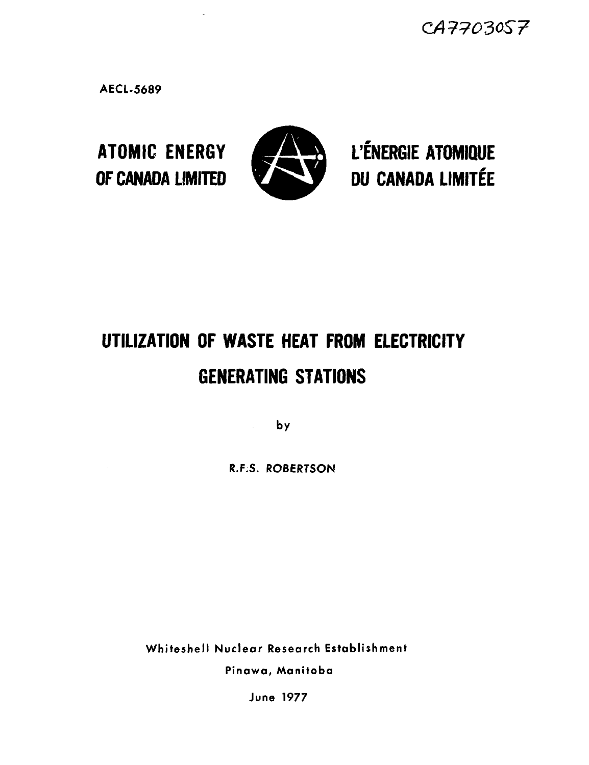CA7703057

AECL-5689

**ATOMIC ENERGY OF CANADA LIMITED**

**L'ÉNERGIE ATOMIQUE DU CANADA LIMITÉE**

# UTILIZATION OF WASTE HEAT FROM ELECTRICITY GENERATING STATIONS

by

R.F.S. ROBERTSON

Whiteshell Nuclear Research Establishment

Pinawa, Manitoba

June 1977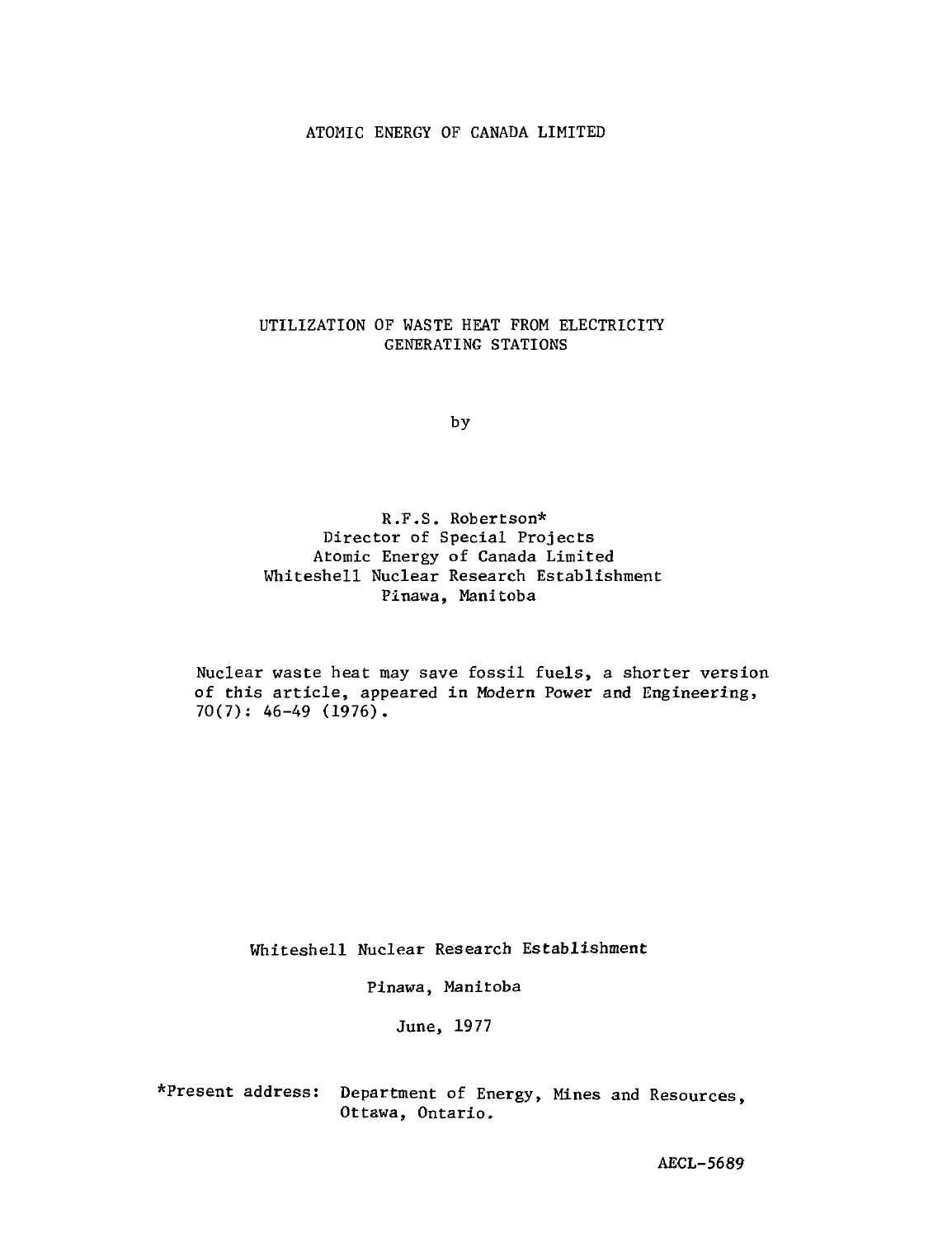ATOMIC ENERGY OF CANADA LIMITED

# UTILIZATION OF WASTE HEAT FROM ELECTRICITY GENERATING STATIONS

by

R.F.S. Robertson*
Director of Special Projects
Atomic Energy of Canada Limited
Whiteshell Nuclear Research Establishment
Pinawa, Manitoba

Nuclear waste heat may save fossil fuels, a shorter version of this article, appeared in Modern Power and Engineering, 70(7): 46-49 (1976).

Whiteshell Nuclear Research Establishment

Pinawa, Manitoba

June, 1977

*Present address: Department of Energy, Mines and Resources, Ottawa, Ontario.

AECL-5689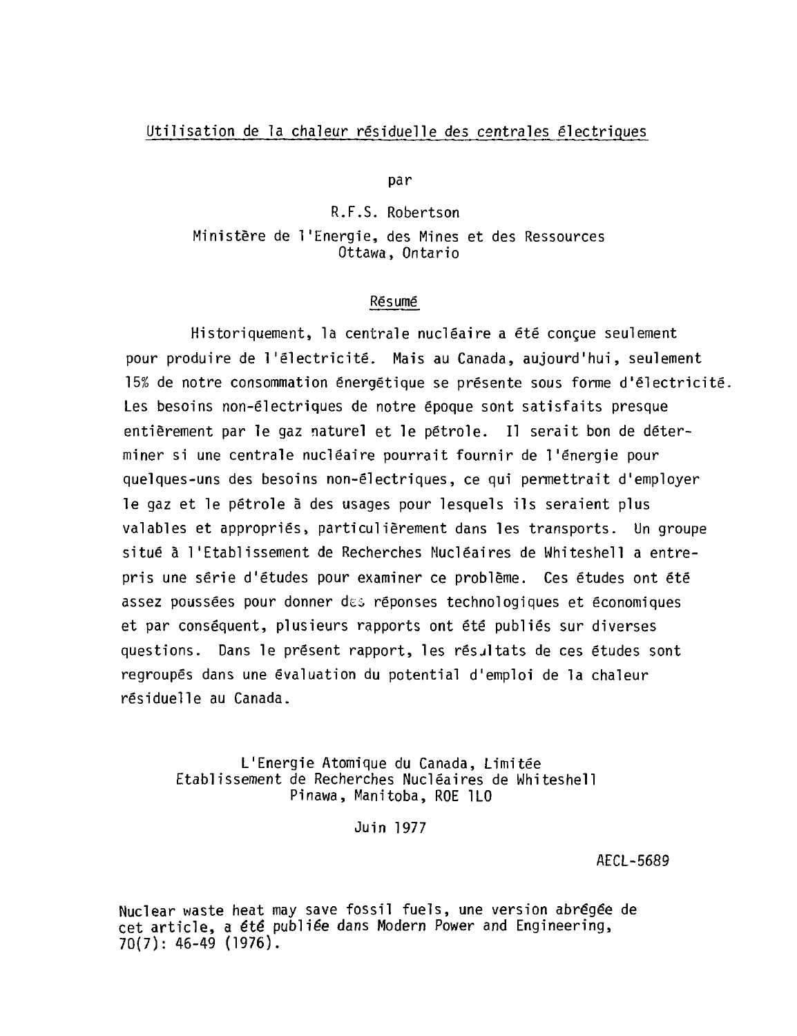Utilisation de la chaleur résiduelle des centrales électriques

par

R.F.S. Robertson

Ministère de l'Energie, des Mines et des Ressources
Ottawa, Ontario

## Résumé

Historiquement, la centrale nucléaire a été conçue seulement pour produire de l'électricité. Mais au Canada, aujourd'hui, seulement 15% de notre consommation énergétique se présente sous forme d'électricité. Les besoins non-électriques de notre époque sont satisfaits presque entièrement par le gaz naturel et le pétrole. Il serait bon de déterminer si une centrale nucléaire pourrait fournir de l'énergie pour quelques-uns des besoins non-électriques, ce qui permettrait d'employer le gaz et le pétrole à des usages pour lesquels ils seraient plus valables et appropriés, particulièrement dans les transports. Un groupe situé à l'Etablissement de Recherches Nucléaires de Whiteshell a entrepris une série d'études pour examiner ce problème. Ces études ont été assez poussées pour donner des réponses technologiques et économiques et par conséquent, plusieurs rapports ont été publiés sur diverses questions. Dans le présent rapport, les résultats de ces études sont regroupés dans une évaluation du potential d'emploi de la chaleur résiduelle au Canada.

L'Energie Atomique du Canada, Limitée
Etablissement de Recherches Nucléaires de Whiteshell
Pinawa, Manitoba, ROE 1LO

Juin 1977

AECL-5689

Nuclear waste heat may save fossil fuels, une version abrégée de cet article, a été publiée dans Modern Power and Engineering, 70(7): 46-49 (1976).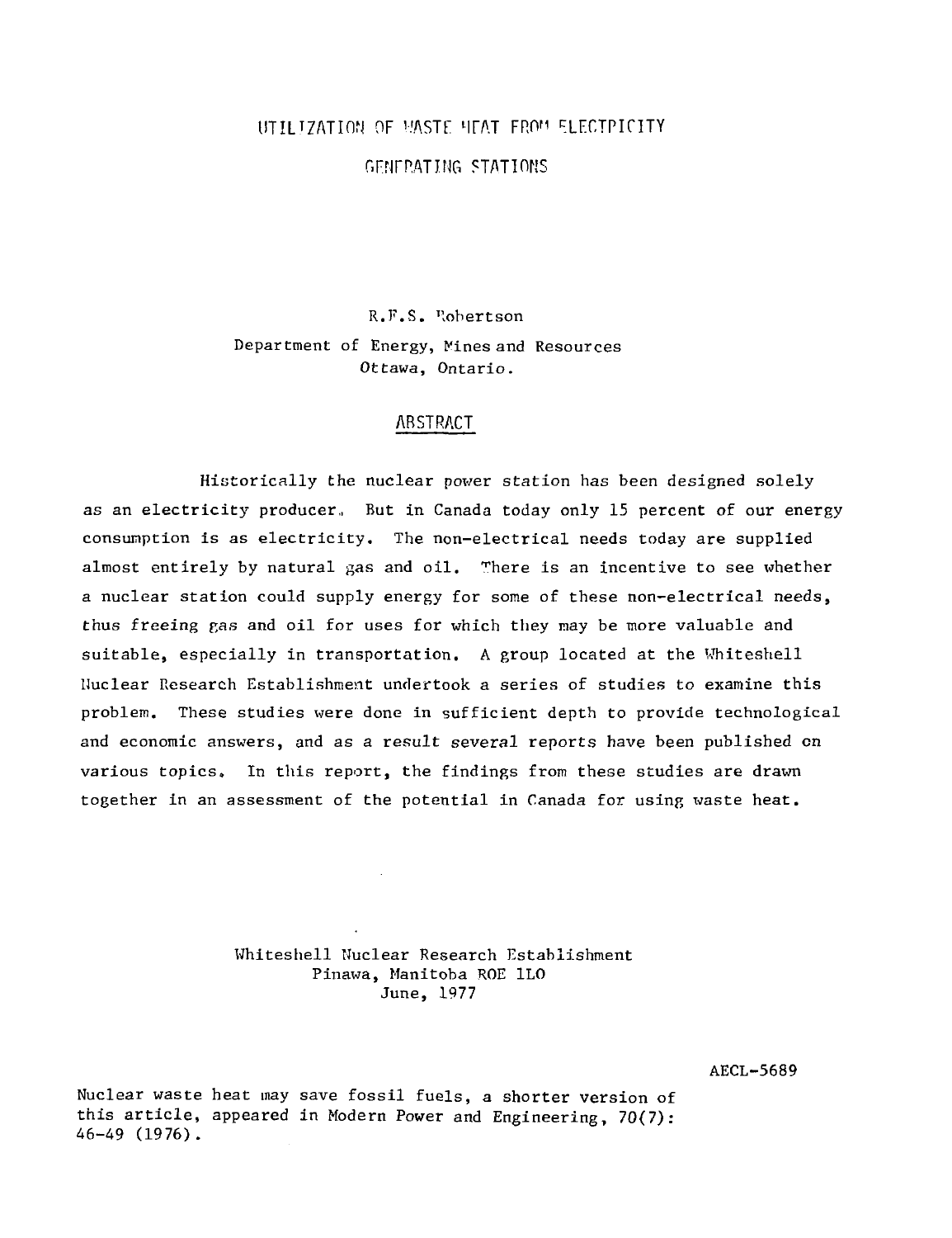# UTILIZATION OF WASTE HEAT FROM ELECTRICITY GENERATING STATIONS

R.F.S. Robertson

Department of Energy, Mines and Resources
Ottawa, Ontario.

## ABSTRACT

Historically the nuclear power station has been designed solely as an electricity producer. But in Canada today only 15 percent of our energy consumption is as electricity. The non-electrical needs today are supplied almost entirely by natural gas and oil. There is an incentive to see whether a nuclear station could supply energy for some of these non-electrical needs, thus freeing gas and oil for uses for which they may be more valuable and suitable, especially in transportation. A group located at the Whiteshell Nuclear Research Establishment undertook a series of studies to examine this problem. These studies were done in sufficient depth to provide technological and economic answers, and as a result several reports have been published on various topics. In this report, the findings from these studies are drawn together in an assessment of the potential in Canada for using waste heat.

Whiteshell Nuclear Research Establishment
Pinawa, Manitoba R0E 1L0
June, 1977

AECL-5689

Nuclear waste heat may save fossil fuels, a shorter version of this article, appeared in Modern Power and Engineering, 70(7): 46-49 (1976).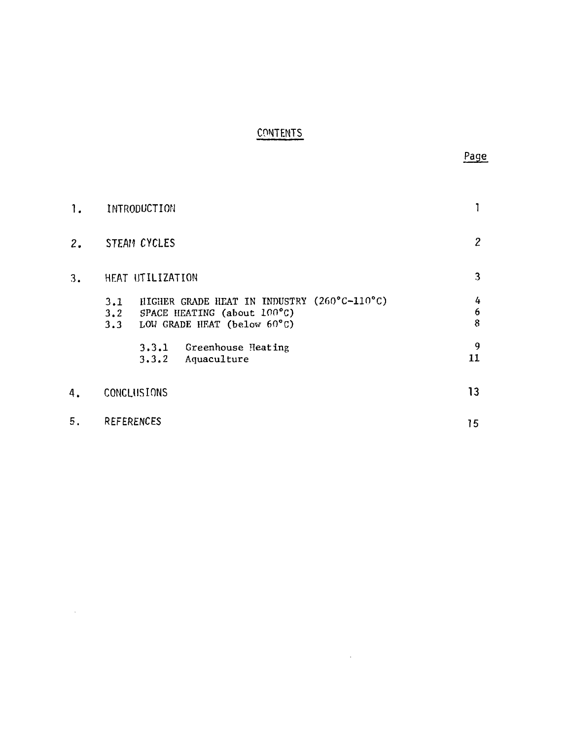# CONTENTS

| | | Page |
|---|---|---|
| 1. | INTRODUCTION | 1 |
| 2. | STEAM CYCLES | 2 |
| 3. | HEAT UTILIZATION | 3 |
| | 3.1 HIGHER GRADE HEAT IN INDUSTRY (260°C-110°C) | 4 |
| | 3.2 SPACE HEATING (about 100°C) | 6 |
| | 3.3 LOW GRADE HEAT (below 60°C) | 8 |
| | 3.3.1 Greenhouse Heating | 9 |
| | 3.3.2 Aquaculture | 11 |
| 4. | CONCLUSIONS | 13 |
| 5. | REFERENCES | 15 |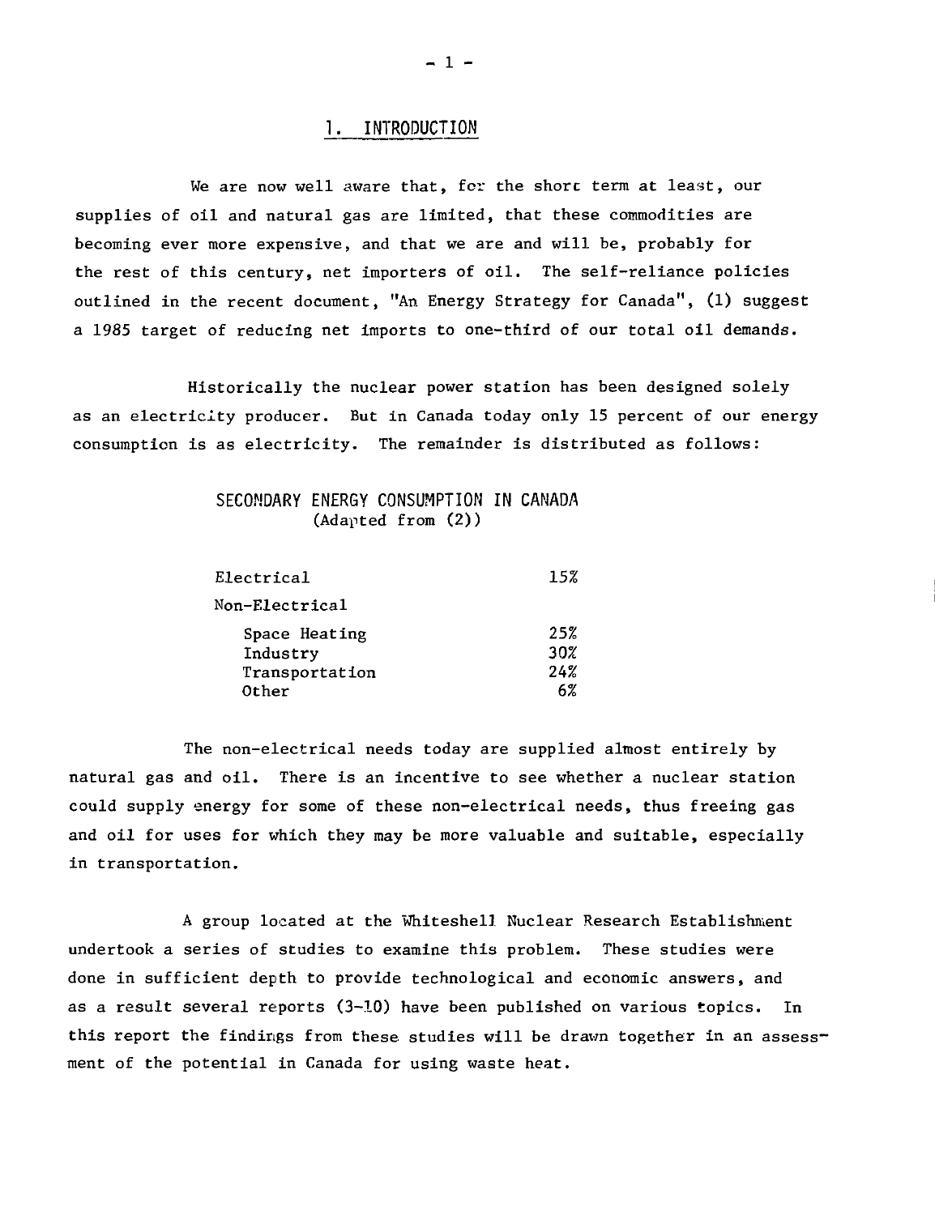# 1. INTRODUCTION

We are now well aware that, for the short term at least, our supplies of oil and natural gas are limited, that these commodities are becoming ever more expensive, and that we are and will be, probably for the rest of this century, net importers of oil. The self-reliance policies outlined in the recent document, "An Energy Strategy for Canada", (1) suggest a 1985 target of reducing net imports to one-third of our total oil demands.

Historically the nuclear power station has been designed solely as an electricity producer. But in Canada today only 15 percent of our energy consumption is as electricity. The remainder is distributed as follows:

SECONDARY ENERGY CONSUMPTION IN CANADA
(Adapted from (2))

| | |
|---|---|
| Electrical | 15% |
| Non-Electrical | |
| Space Heating | 25% |
| Industry | 30% |
| Transportation | 24% |
| Other | 6% |

The non-electrical needs today are supplied almost entirely by natural gas and oil. There is an incentive to see whether a nuclear station could supply energy for some of these non-electrical needs, thus freeing gas and oil for uses for which they may be more valuable and suitable, especially in transportation.

A group located at the Whiteshell Nuclear Research Establishment undertook a series of studies to examine this problem. These studies were done in sufficient depth to provide technological and economic answers, and as a result several reports (3-10) have been published on various topics. In this report the findings from these studies will be drawn together in an assessment of the potential in Canada for using waste heat.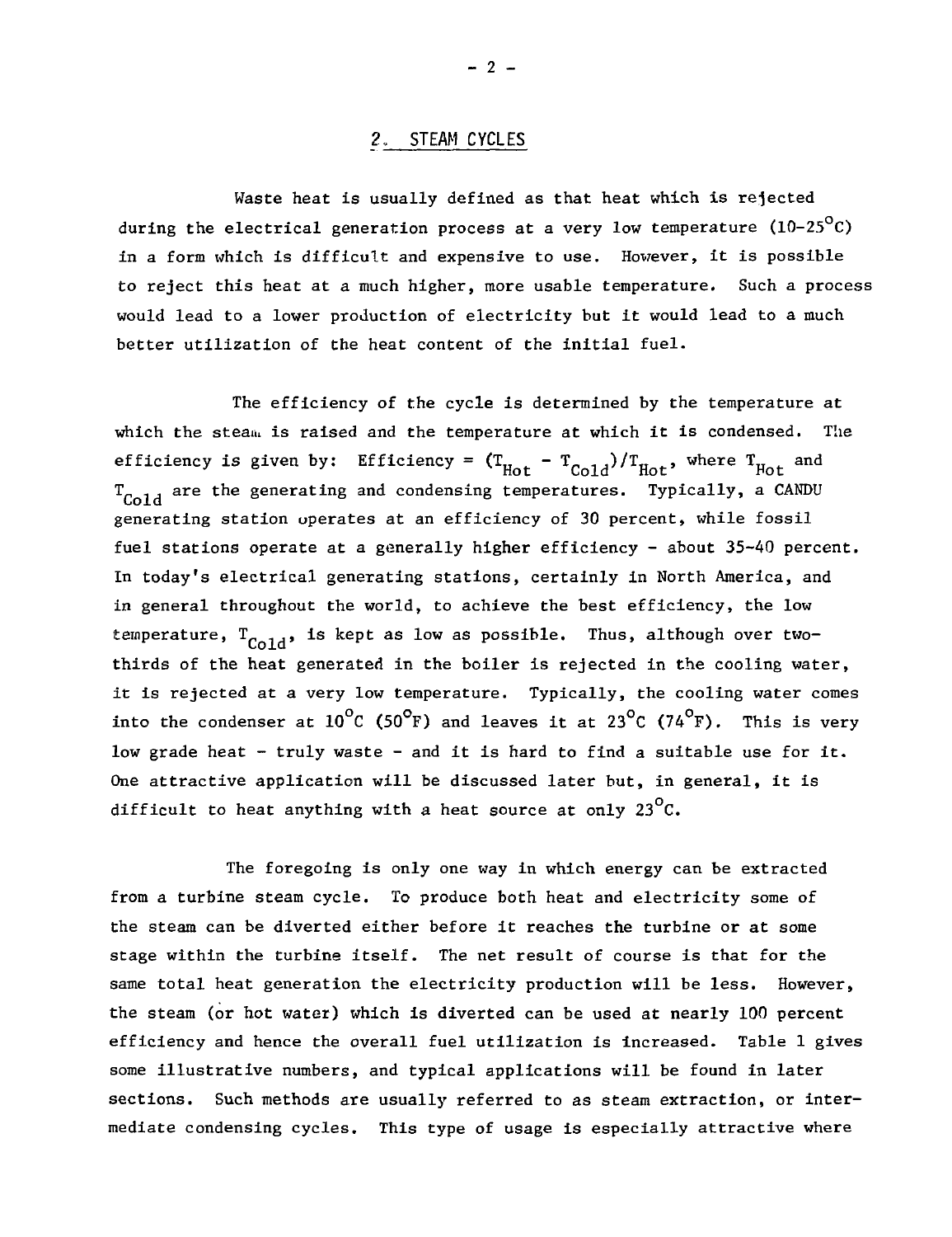## 2. STEAM CYCLES

Waste heat is usually defined as that heat which is rejected during the electrical generation process at a very low temperature (10-25°C) in a form which is difficult and expensive to use. However, it is possible to reject this heat at a much higher, more usable temperature. Such a process would lead to a lower production of electricity but it would lead to a much better utilization of the heat content of the initial fuel.

The efficiency of the cycle is determined by the temperature at which the steam is raised and the temperature at which it is condensed. The efficiency is given by: Efficiency = $(T_{Hot} - T_{Cold})/T_{Hot}$, where $T_{Hot}$ and $T_{Cold}$ are the generating and condensing temperatures. Typically, a CANDU generating station operates at an efficiency of 30 percent, while fossil fuel stations operate at a generally higher efficiency - about 35-40 percent. In today's electrical generating stations, certainly in North America, and in general throughout the world, to achieve the best efficiency, the low temperature, $T_{Cold}$, is kept as low as possible. Thus, although over two-thirds of the heat generated in the boiler is rejected in the cooling water, it is rejected at a very low temperature. Typically, the cooling water comes into the condenser at 10°C (50°F) and leaves it at 23°C (74°F). This is very low grade heat - truly waste - and it is hard to find a suitable use for it. One attractive application will be discussed later but, in general, it is difficult to heat anything with a heat source at only 23°C.

The foregoing is only one way in which energy can be extracted from a turbine steam cycle. To produce both heat and electricity some of the steam can be diverted either before it reaches the turbine or at some stage within the turbine itself. The net result of course is that for the same total heat generation the electricity production will be less. However, the steam (or hot water) which is diverted can be used at nearly 100 percent efficiency and hence the overall fuel utilization is increased. Table 1 gives some illustrative numbers, and typical applications will be found in later sections. Such methods are usually referred to as steam extraction, or intermediate condensing cycles. This type of usage is especially attractive where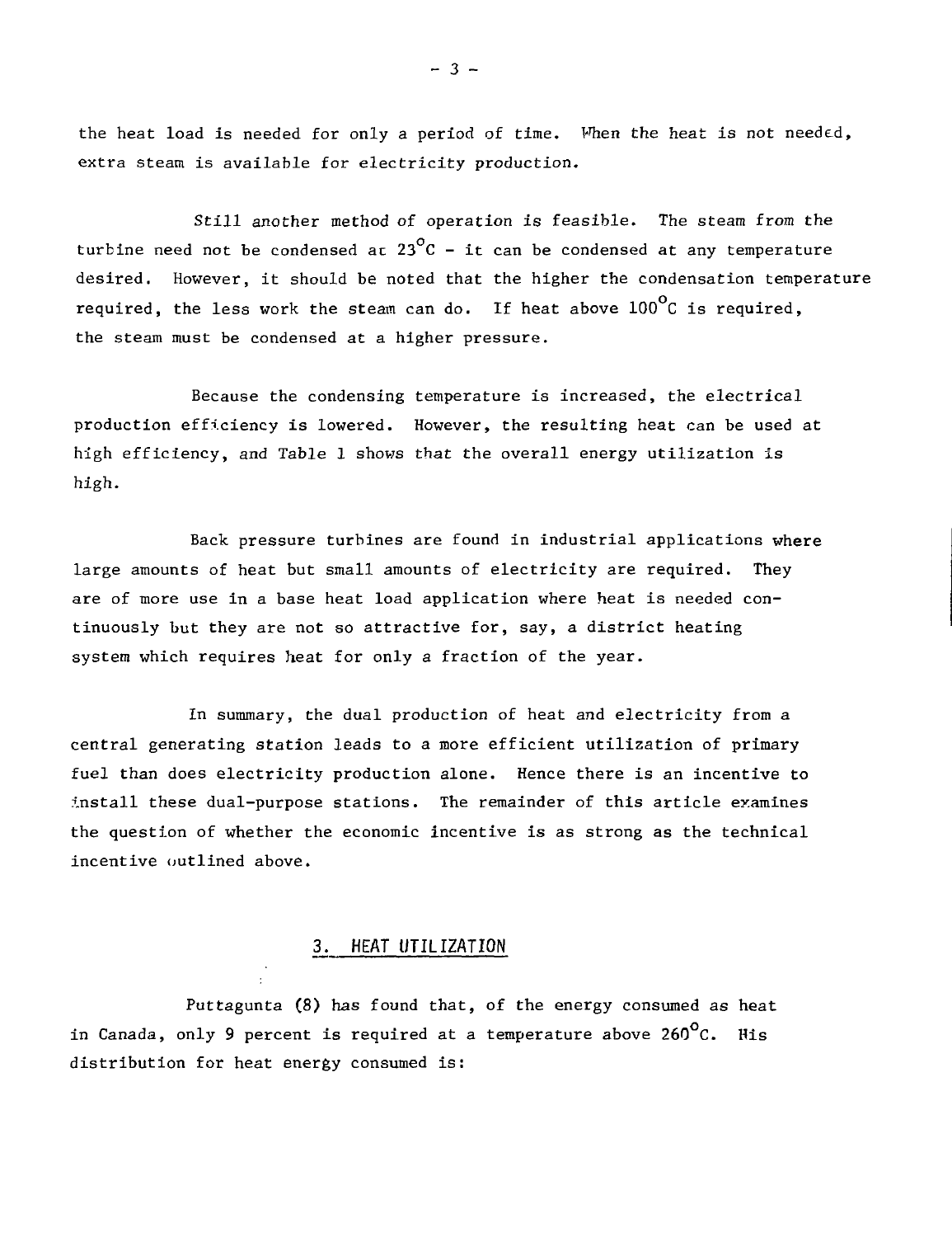the heat load is needed for only a period of time. When the heat is not needed, extra steam is available for electricity production.

Still another method of operation is feasible. The steam from the turbine need not be condensed at $23^{\circ}C$ - it can be condensed at any temperature desired. However, it should be noted that the higher the condensation temperature required, the less work the steam can do. If heat above $100^{\circ}C$ is required, the steam must be condensed at a higher pressure.

Because the condensing temperature is increased, the electrical production efficiency is lowered. However, the resulting heat can be used at high efficiency, and Table 1 shows that the overall energy utilization is high.

Back pressure turbines are found in industrial applications where large amounts of heat but small amounts of electricity are required. They are of more use in a base heat load application where heat is needed continuously but they are not so attractive for, say, a district heating system which requires heat for only a fraction of the year.

In summary, the dual production of heat and electricity from a central generating station leads to a more efficient utilization of primary fuel than does electricity production alone. Hence there is an incentive to install these dual-purpose stations. The remainder of this article examines the question of whether the economic incentive is as strong as the technical incentive outlined above.

## 3. HEAT UTILIZATION

Puttagunta (8) has found that, of the energy consumed as heat in Canada, only 9 percent is required at a temperature above $260^{\circ}C$. His distribution for heat energy consumed is: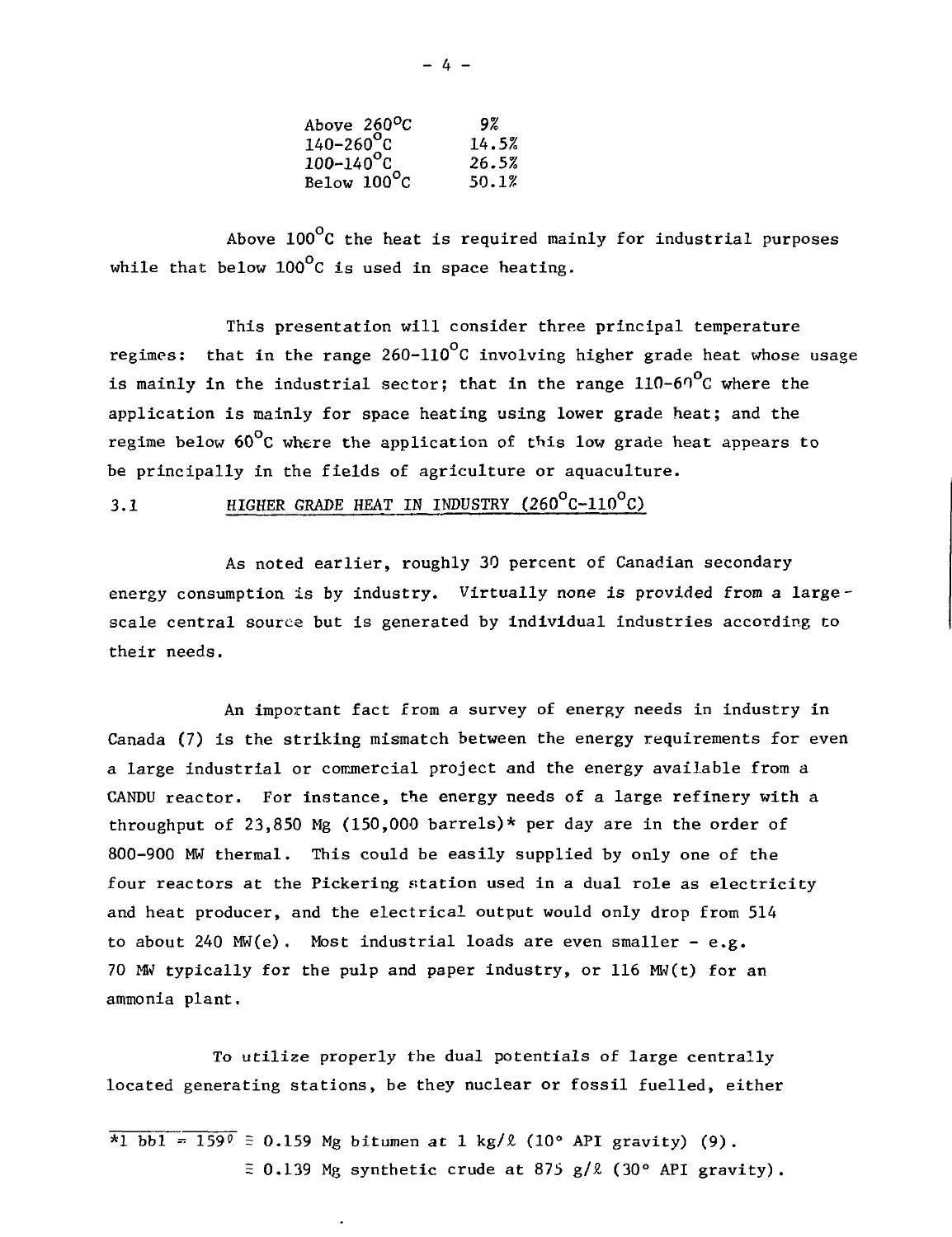| | |
|---|---|
| Above 260°C | 9% |
| 140-260°C | 14.5% |
| 100-140°C | 26.5% |
| Below 100°C | 50.1% |

Above 100°C the heat is required mainly for industrial purposes while that below 100°C is used in space heating.

This presentation will consider three principal temperature regimes: that in the range 260-110°C involving higher grade heat whose usage is mainly in the industrial sector; that in the range 110-60°C where the application is mainly for space heating using lower grade heat; and the regime below 60°C where the application of this low grade heat appears to be principally in the fields of agriculture or aquaculture.

### 3.1 HIGHER GRADE HEAT IN INDUSTRY (260°C-110°C)

As noted earlier, roughly 30 percent of Canadian secondary energy consumption is by industry. Virtually none is provided from a large-scale central source but is generated by individual industries according to their needs.

An important fact from a survey of energy needs in industry in Canada (7) is the striking mismatch between the energy requirements for even a large industrial or commercial project and the energy available from a CANDU reactor. For instance, the energy needs of a large refinery with a throughput of 23,850 Mg (150,000 barrels)* per day are in the order of 800-900 MW thermal. This could be easily supplied by only one of the four reactors at the Pickering station used in a dual role as electricity and heat producer, and the electrical output would only drop from 514 to about 240 MW(e). Most industrial loads are even smaller - e.g. 70 MW typically for the pulp and paper industry, or 116 MW(t) for an ammonia plant.

To utilize properly the dual potentials of large centrally located generating stations, be they nuclear or fossil fuelled, either

*1 bbl = 159 ℓ ≅ 0.159 Mg bitumen at 1 kg/ℓ (10° API gravity) (9).
≅ 0.139 Mg synthetic crude at 875 g/ℓ (30° API gravity).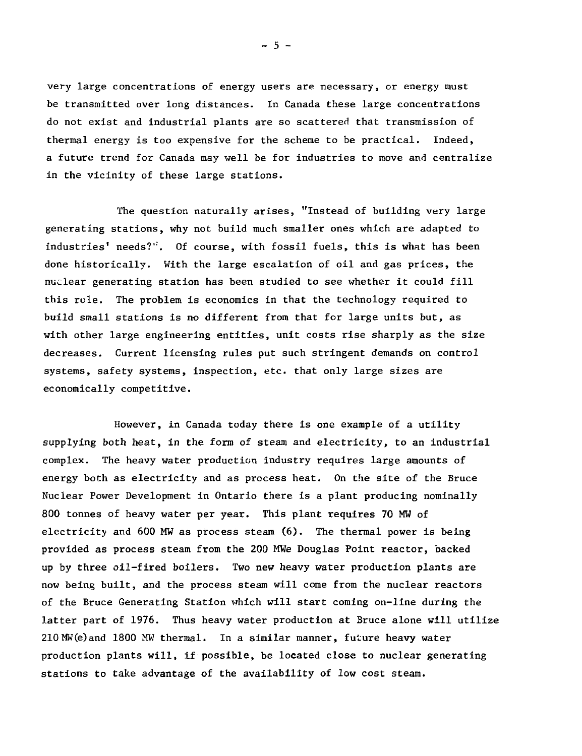very large concentrations of energy users are necessary, or energy must be transmitted over long distances. In Canada these large concentrations do not exist and industrial plants are so scattered that transmission of thermal energy is too expensive for the scheme to be practical. Indeed, a future trend for Canada may well be for industries to move and centralize in the vicinity of these large stations.

The question naturally arises, "Instead of building very large generating stations, why not build much smaller ones which are adapted to industries' needs?". Of course, with fossil fuels, this is what has been done historically. With the large escalation of oil and gas prices, the nuclear generating station has been studied to see whether it could fill this role. The problem is economics in that the technology required to build small stations is no different from that for large units but, as with other large engineering entities, unit costs rise sharply as the size decreases. Current licensing rules put such stringent demands on control systems, safety systems, inspection, etc. that only large sizes are economically competitive.

However, in Canada today there is one example of a utility supplying both heat, in the form of steam and electricity, to an industrial complex. The heavy water production industry requires large amounts of energy both as electricity and as process heat. On the site of the Bruce Nuclear Power Development in Ontario there is a plant producing nominally 800 tonnes of heavy water per year. This plant requires 70 MW of electricity and 600 MW as process steam (6). The thermal power is being provided as process steam from the 200 MWe Douglas Point reactor, backed up by three oil-fired boilers. Two new heavy water production plants are now being built, and the process steam will come from the nuclear reactors of the Bruce Generating Station which will start coming on-line during the latter part of 1976. Thus heavy water production at Bruce alone will utilize 210 MW(e) and 1800 MW thermal. In a similar manner, future heavy water production plants will, if possible, be located close to nuclear generating stations to take advantage of the availability of low cost steam.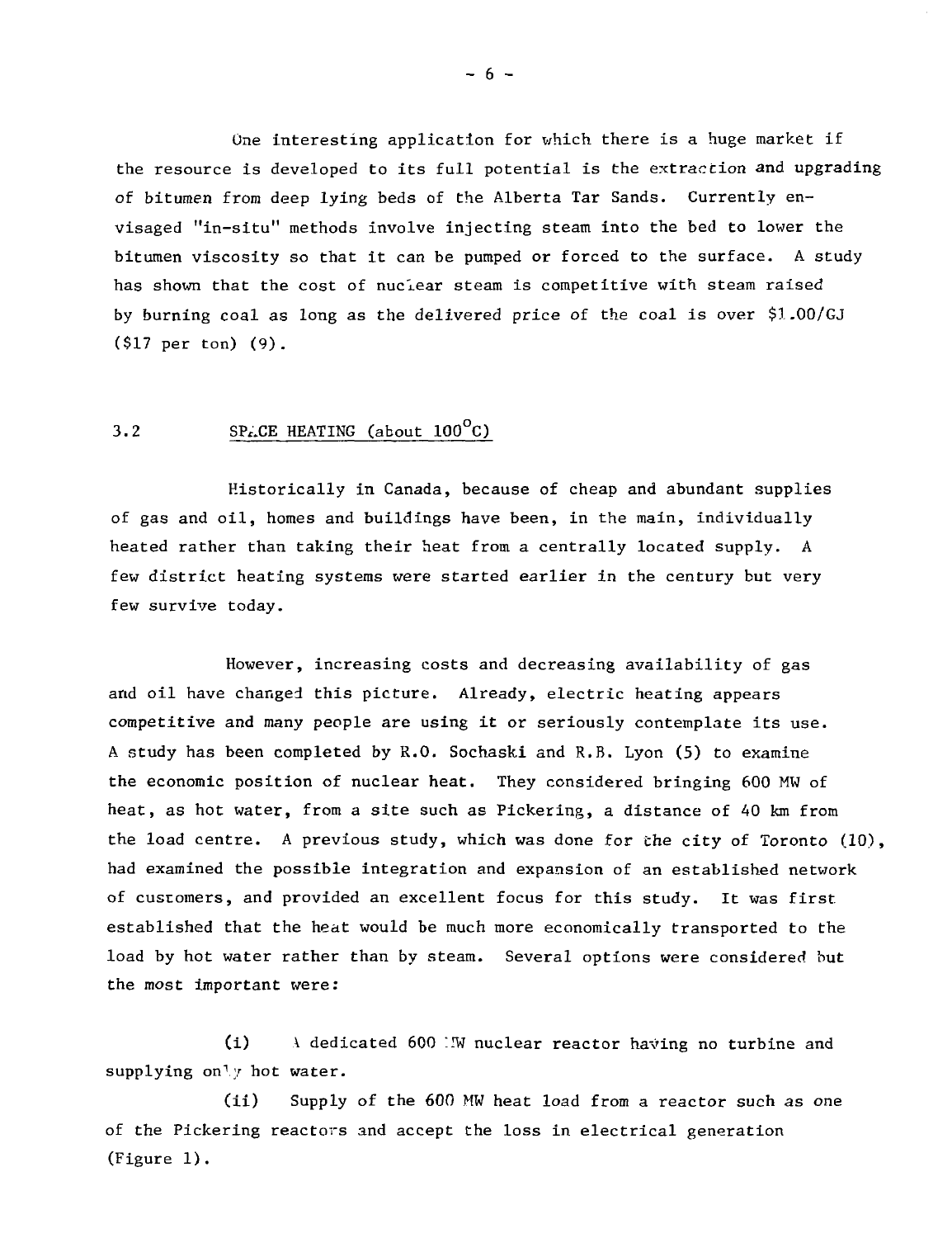One interesting application for which there is a huge market if the resource is developed to its full potential is the extraction and upgrading of bitumen from deep lying beds of the Alberta Tar Sands. Currently envisaged "in-situ" methods involve injecting steam into the bed to lower the bitumen viscosity so that it can be pumped or forced to the surface. A study has shown that the cost of nuclear steam is competitive with steam raised by burning coal as long as the delivered price of the coal is over $1.00/GJ ($17 per ton) (9).

## 3.2 SPACE HEATING (about 100°C)

Historically in Canada, because of cheap and abundant supplies of gas and oil, homes and buildings have been, in the main, individually heated rather than taking their heat from a centrally located supply. A few district heating systems were started earlier in the century but very few survive today.

However, increasing costs and decreasing availability of gas and oil have changed this picture. Already, electric heating appears competitive and many people are using it or seriously contemplate its use. A study has been completed by R.O. Sochaski and R.B. Lyon (5) to examine the economic position of nuclear heat. They considered bringing 600 MW of heat, as hot water, from a site such as Pickering, a distance of 40 km from the load centre. A previous study, which was done for the city of Toronto (10), had examined the possible integration and expansion of an established network of customers, and provided an excellent focus for this study. It was first established that the heat would be much more economically transported to the load by hot water rather than by steam. Several options were considered but the most important were:

(i) A dedicated 600 MW nuclear reactor having no turbine and supplying only hot water.

(ii) Supply of the 600 MW heat load from a reactor such as one of the Pickering reactors and accept the loss in electrical generation (Figure 1).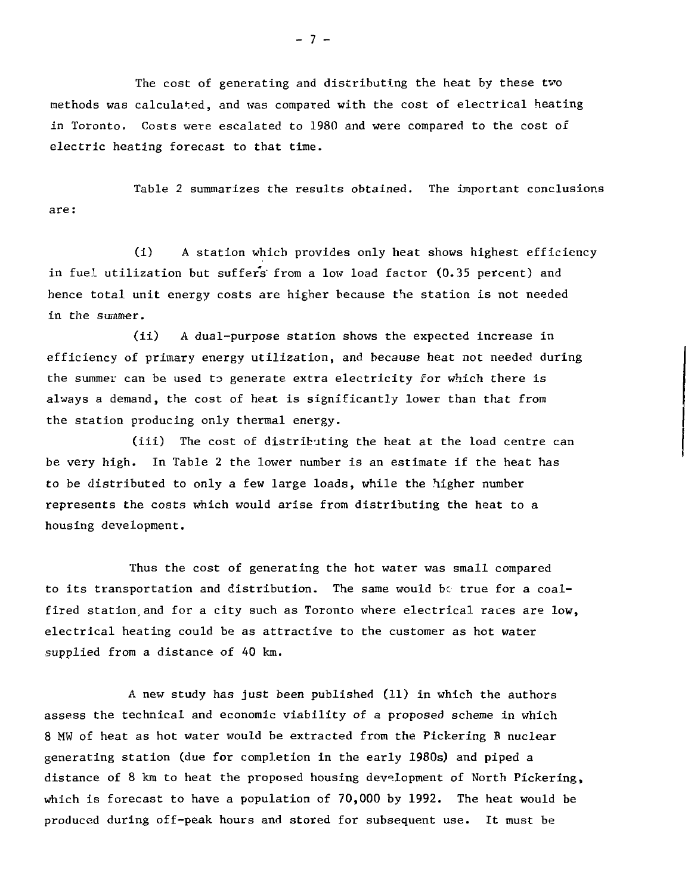The cost of generating and distributing the heat by these two methods was calculated, and was compared with the cost of electrical heating in Toronto. Costs were escalated to 1980 and were compared to the cost of electric heating forecast to that time.

Table 2 summarizes the results obtained. The important conclusions are:

(i) A station which provides only heat shows highest efficiency in fuel utilization but suffers from a low load factor (0.35 percent) and hence total unit energy costs are higher because the station is not needed in the summer.

(ii) A dual-purpose station shows the expected increase in efficiency of primary energy utilization, and because heat not needed during the summer can be used to generate extra electricity for which there is always a demand, the cost of heat is significantly lower than that from the station producing only thermal energy.

(iii) The cost of distributing the heat at the load centre can be very high. In Table 2 the lower number is an estimate if the heat has to be distributed to only a few large loads, while the higher number represents the costs which would arise from distributing the heat to a housing development.

Thus the cost of generating the hot water was small compared to its transportation and distribution. The same would be true for a coal-fired station, and for a city such as Toronto where electrical rates are low, electrical heating could be as attractive to the customer as hot water supplied from a distance of 40 km.

A new study has just been published (11) in which the authors assess the technical and economic viability of a proposed scheme in which 8 MW of heat as hot water would be extracted from the Pickering B nuclear generating station (due for completion in the early 1980s) and piped a distance of 8 km to heat the proposed housing development of North Pickering, which is forecast to have a population of 70,000 by 1992. The heat would be produced during off-peak hours and stored for subsequent use. It must be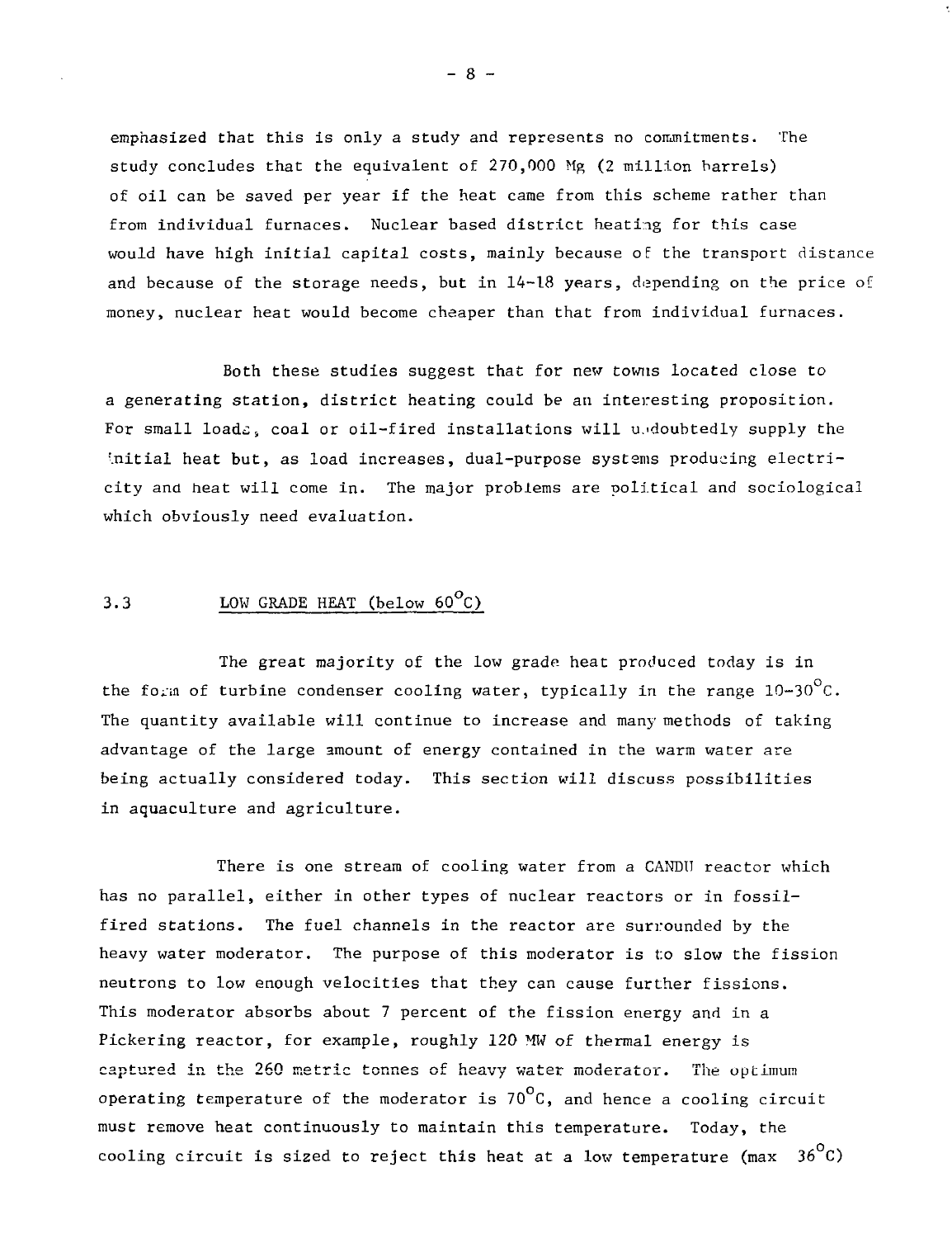emphasized that this is only a study and represents no commitments. The study concludes that the equivalent of 270,000 Mg (2 million barrels) of oil can be saved per year if the heat came from this scheme rather than from individual furnaces. Nuclear based district heating for this case would have high initial capital costs, mainly because of the transport distance and because of the storage needs, but in 14-18 years, depending on the price of money, nuclear heat would become cheaper than that from individual furnaces.

Both these studies suggest that for new towns located close to a generating station, district heating could be an interesting proposition. For small loads, coal or oil-fired installations will undoubtedly supply the initial heat but, as load increases, dual-purpose systems producing electricity and heat will come in. The major problems are political and sociological which obviously need evaluation.

## 3.3 LOW GRADE HEAT (below 60°C)

The great majority of the low grade heat produced today is in the form of turbine condenser cooling water, typically in the range 10-30°C. The quantity available will continue to increase and many methods of taking advantage of the large amount of energy contained in the warm water are being actually considered today. This section will discuss possibilities in aquaculture and agriculture.

There is one stream of cooling water from a CANDU reactor which has no parallel, either in other types of nuclear reactors or in fossil-fired stations. The fuel channels in the reactor are surrounded by the heavy water moderator. The purpose of this moderator is to slow the fission neutrons to low enough velocities that they can cause further fissions. This moderator absorbs about 7 percent of the fission energy and in a Pickering reactor, for example, roughly 120 MW of thermal energy is captured in the 260 metric tonnes of heavy water moderator. The optimum operating temperature of the moderator is 70°C, and hence a cooling circuit must remove heat continuously to maintain this temperature. Today, the cooling circuit is sized to reject this heat at a low temperature (max 36°C)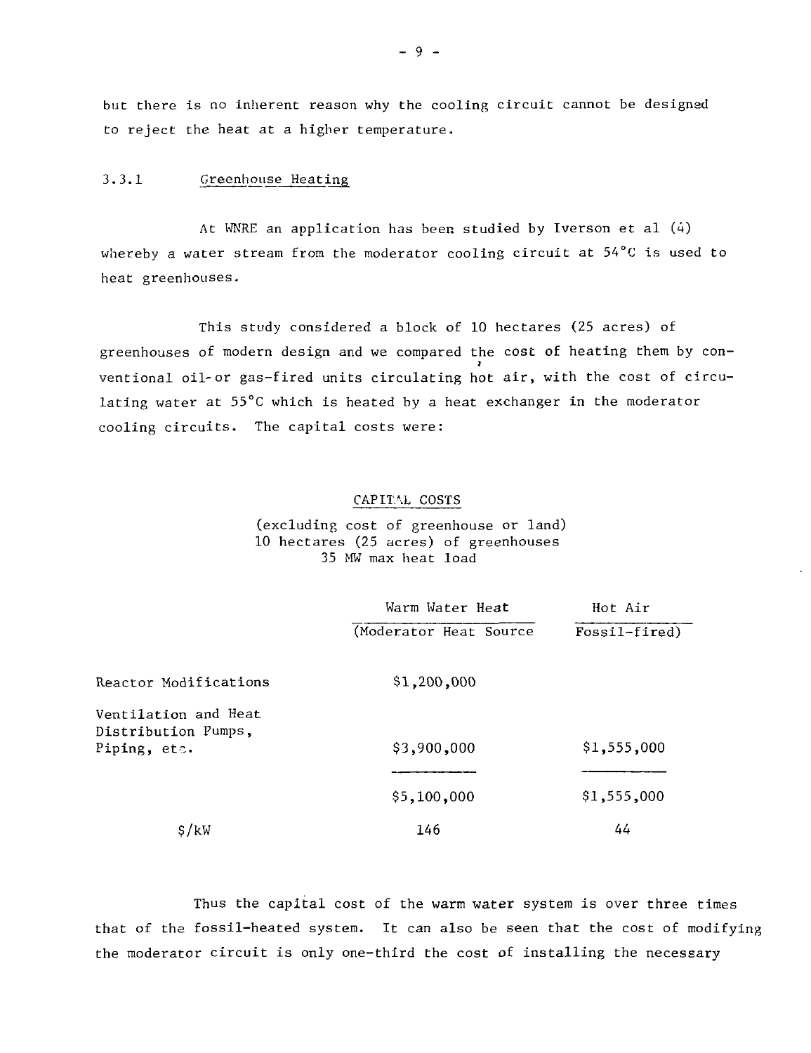but there is no inherent reason why the cooling circuit cannot be designed to reject the heat at a higher temperature.

### 3.3.1 Greenhouse Heating

At WNRE an application has been studied by Iverson et al (4) whereby a water stream from the moderator cooling circuit at 54°C is used to heat greenhouses.

This study considered a block of 10 hectares (25 acres) of greenhouses of modern design and we compared the cost of heating them by conventional oil-or gas-fired units circulating hot air, with the cost of circulating water at 55°C which is heated by a heat exchanger in the moderator cooling circuits. The capital costs were:

CAPITAL COSTS

(excluding cost of greenhouse or land)
10 hectares (25 acres) of greenhouses
35 MW max heat load

| | Warm Water Heat (Moderator Heat Source | Hot Air Fossil-fired) |
|---|---|---|
| Reactor Modifications | $1,200,000 | |
| Ventilation and Heat Distribution Pumps, Piping, etc. | $3,900,000 | $1,555,000 |
| | $5,100,000 | $1,555,000 |
| $/kW | 146 | 44 |

Thus the capital cost of the warm water system is over three times that of the fossil-heated system. It can also be seen that the cost of modifying the moderator circuit is only one-third the cost of installing the necessary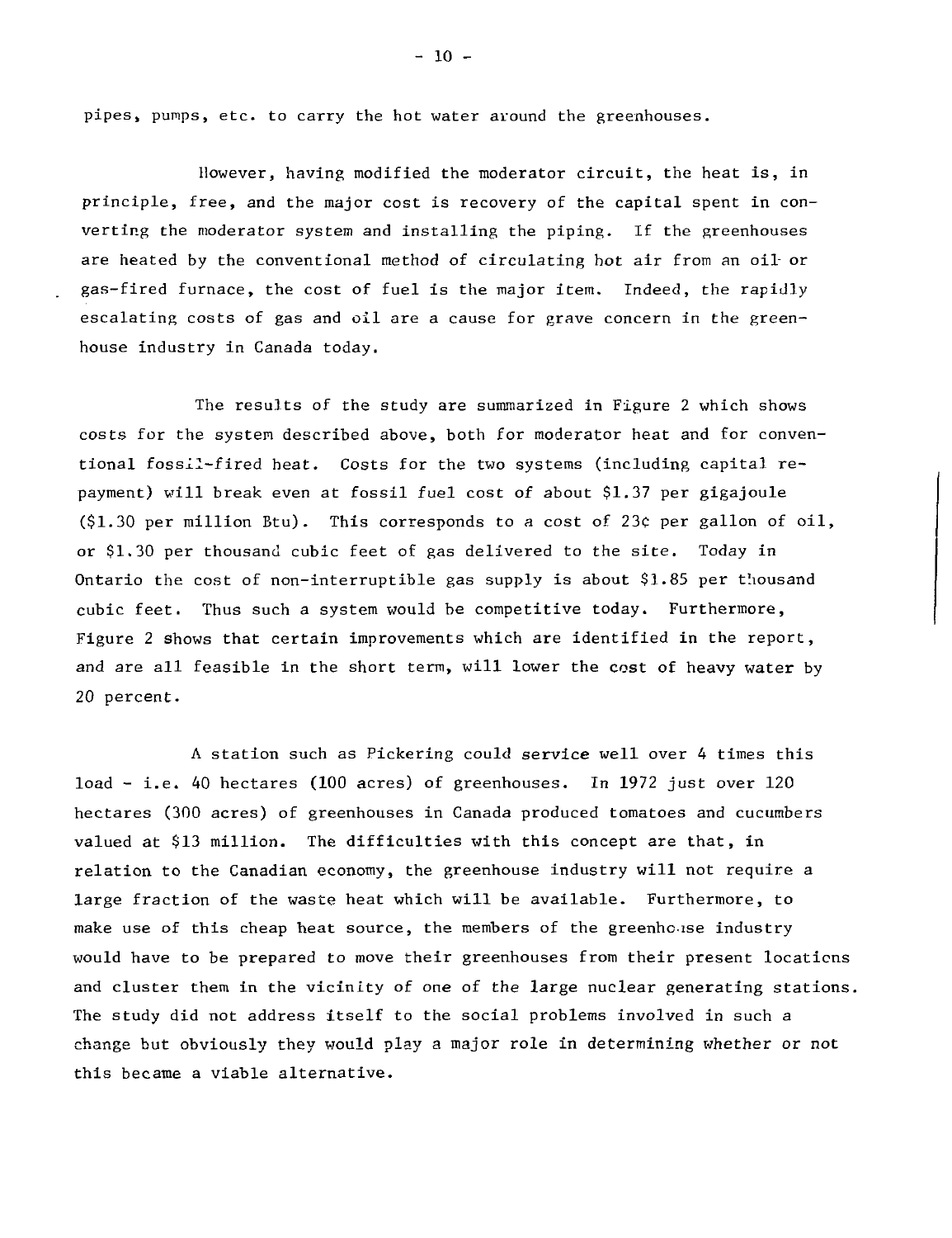pipes, pumps, etc. to carry the hot water around the greenhouses.

However, having modified the moderator circuit, the heat is, in principle, free, and the major cost is recovery of the capital spent in converting the moderator system and installing the piping. If the greenhouses are heated by the conventional method of circulating hot air from an oil or gas-fired furnace, the cost of fuel is the major item. Indeed, the rapidly escalating costs of gas and oil are a cause for grave concern in the greenhouse industry in Canada today.

The results of the study are summarized in Figure 2 which shows costs for the system described above, both for moderator heat and for conventional fossil-fired heat. Costs for the two systems (including capital repayment) will break even at fossil fuel cost of about $1.37 per gigajoule ($1.30 per million Btu). This corresponds to a cost of 23¢ per gallon of oil, or $1.30 per thousand cubic feet of gas delivered to the site. Today in Ontario the cost of non-interruptible gas supply is about $1.85 per thousand cubic feet. Thus such a system would be competitive today. Furthermore, Figure 2 shows that certain improvements which are identified in the report, and are all feasible in the short term, will lower the cost of heavy water by 20 percent.

A station such as Pickering could service well over 4 times this load - i.e. 40 hectares (100 acres) of greenhouses. In 1972 just over 120 hectares (300 acres) of greenhouses in Canada produced tomatoes and cucumbers valued at $13 million. The difficulties with this concept are that, in relation to the Canadian economy, the greenhouse industry will not require a large fraction of the waste heat which will be available. Furthermore, to make use of this cheap heat source, the members of the greenhouse industry would have to be prepared to move their greenhouses from their present locations and cluster them in the vicinity of one of the large nuclear generating stations. The study did not address itself to the social problems involved in such a change but obviously they would play a major role in determining whether or not this became a viable alternative.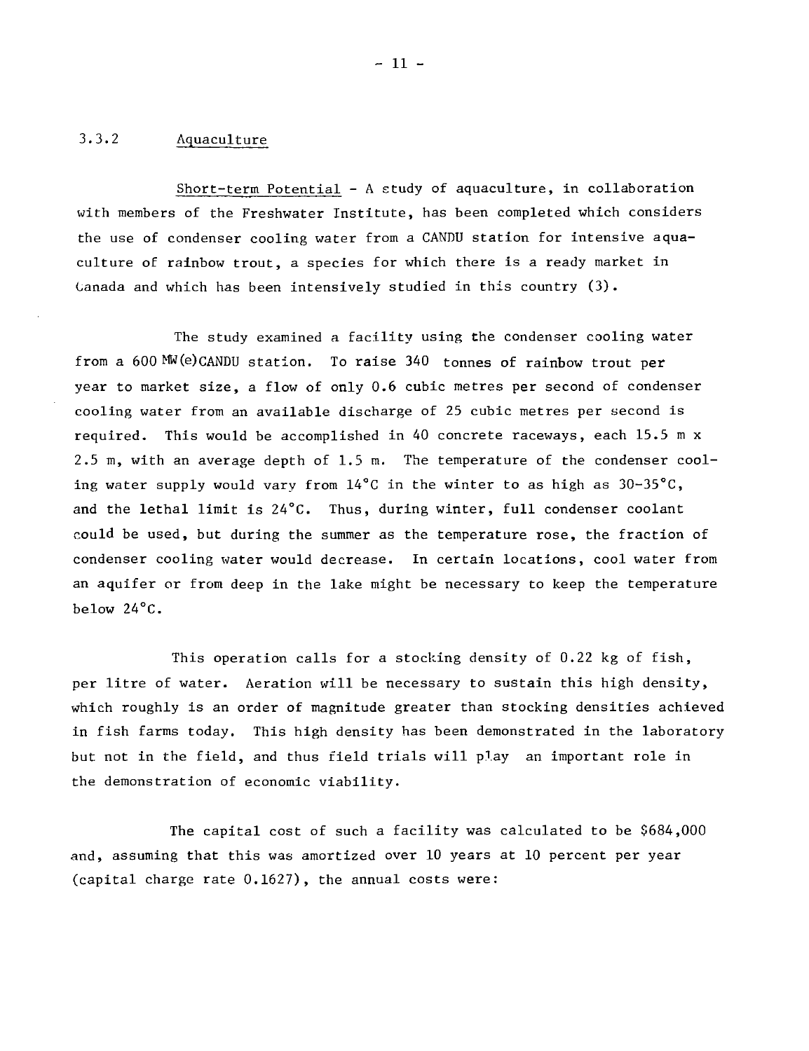### 3.3.2 Aquaculture

Short-term Potential - A study of aquaculture, in collaboration with members of the Freshwater Institute, has been completed which considers the use of condenser cooling water from a CANDU station for intensive aquaculture of rainbow trout, a species for which there is a ready market in Canada and which has been intensively studied in this country (3).

The study examined a facility using the condenser cooling water from a 600 MW(e) CANDU station. To raise 340 tonnes of rainbow trout per year to market size, a flow of only 0.6 cubic metres per second of condenser cooling water from an available discharge of 25 cubic metres per second is required. This would be accomplished in 40 concrete raceways, each 15.5 m x 2.5 m, with an average depth of 1.5 m. The temperature of the condenser cooling water supply would vary from 14°C in the winter to as high as 30-35°C, and the lethal limit is 24°C. Thus, during winter, full condenser coolant could be used, but during the summer as the temperature rose, the fraction of condenser cooling water would decrease. In certain locations, cool water from an aquifer or from deep in the lake might be necessary to keep the temperature below 24°C.

This operation calls for a stocking density of 0.22 kg of fish, per litre of water. Aeration will be necessary to sustain this high density, which roughly is an order of magnitude greater than stocking densities achieved in fish farms today. This high density has been demonstrated in the laboratory but not in the field, and thus field trials will play an important role in the demonstration of economic viability.

The capital cost of such a facility was calculated to be $684,000 and, assuming that this was amortized over 10 years at 10 percent per year (capital charge rate 0.1627), the annual costs were: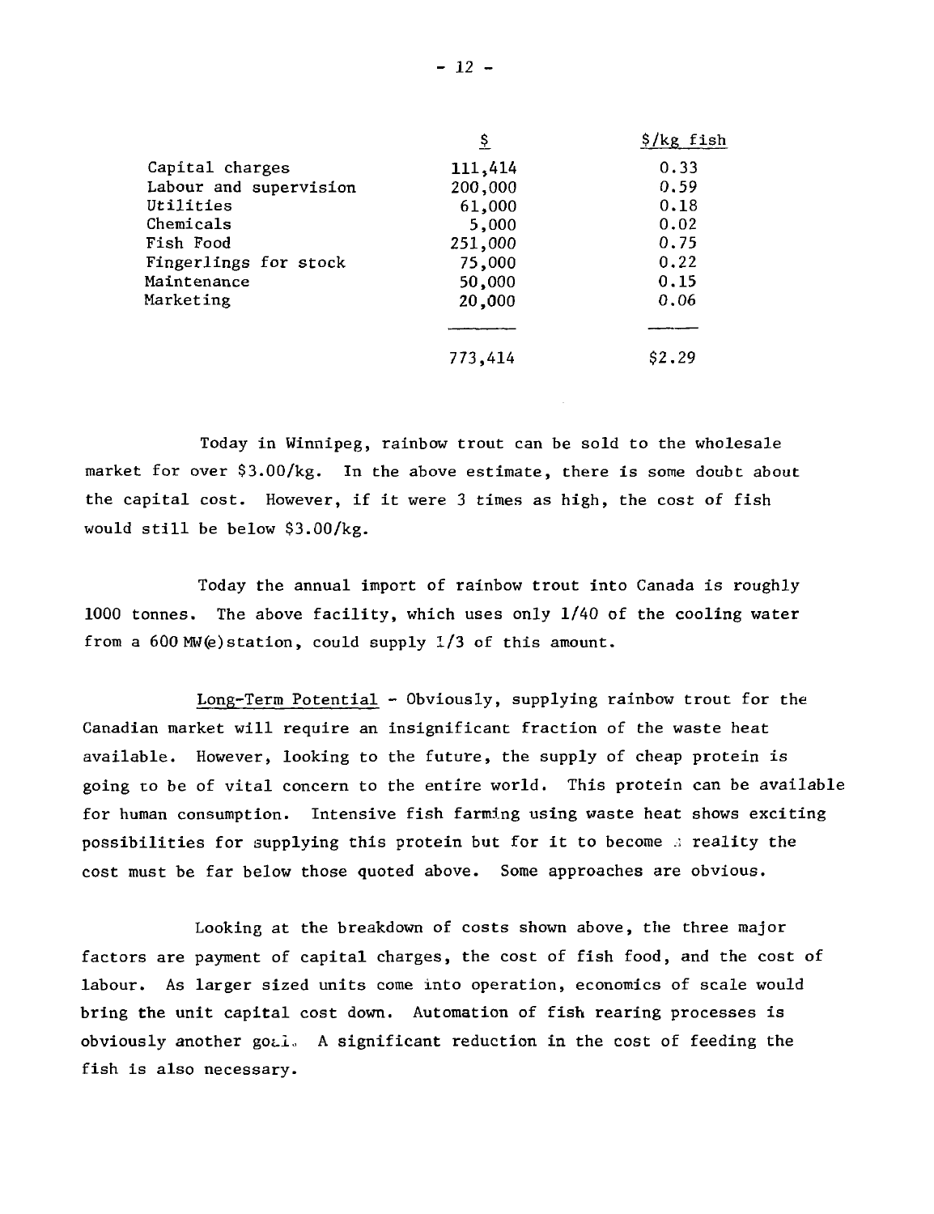| | $ | $/kg fish |
|---|---|---|
| Capital charges | 111,414 | 0.33 |
| Labour and supervision | 200,000 | 0.59 |
| Utilities | 61,000 | 0.18 |
| Chemicals | 5,000 | 0.02 |
| Fish Food | 251,000 | 0.75 |
| Fingerlings for stock | 75,000 | 0.22 |
| Maintenance | 50,000 | 0.15 |
| Marketing | 20,000 | 0.06 |
| | 773,414 | $2.29 |

Today in Winnipeg, rainbow trout can be sold to the wholesale market for over $3.00/kg. In the above estimate, there is some doubt about the capital cost. However, if it were 3 times as high, the cost of fish would still be below $3.00/kg.

Today the annual import of rainbow trout into Canada is roughly 1000 tonnes. The above facility, which uses only 1/40 of the cooling water from a 600 MW(e) station, could supply 1/3 of this amount.

Long-Term Potential - Obviously, supplying rainbow trout for the Canadian market will require an insignificant fraction of the waste heat available. However, looking to the future, the supply of cheap protein is going to be of vital concern to the entire world. This protein can be available for human consumption. Intensive fish farming using waste heat shows exciting possibilities for supplying this protein but for it to become a reality the cost must be far below those quoted above. Some approaches are obvious.

Looking at the breakdown of costs shown above, the three major factors are payment of capital charges, the cost of fish food, and the cost of labour. As larger sized units come into operation, economics of scale would bring the unit capital cost down. Automation of fish rearing processes is obviously another goal. A significant reduction in the cost of feeding the fish is also necessary.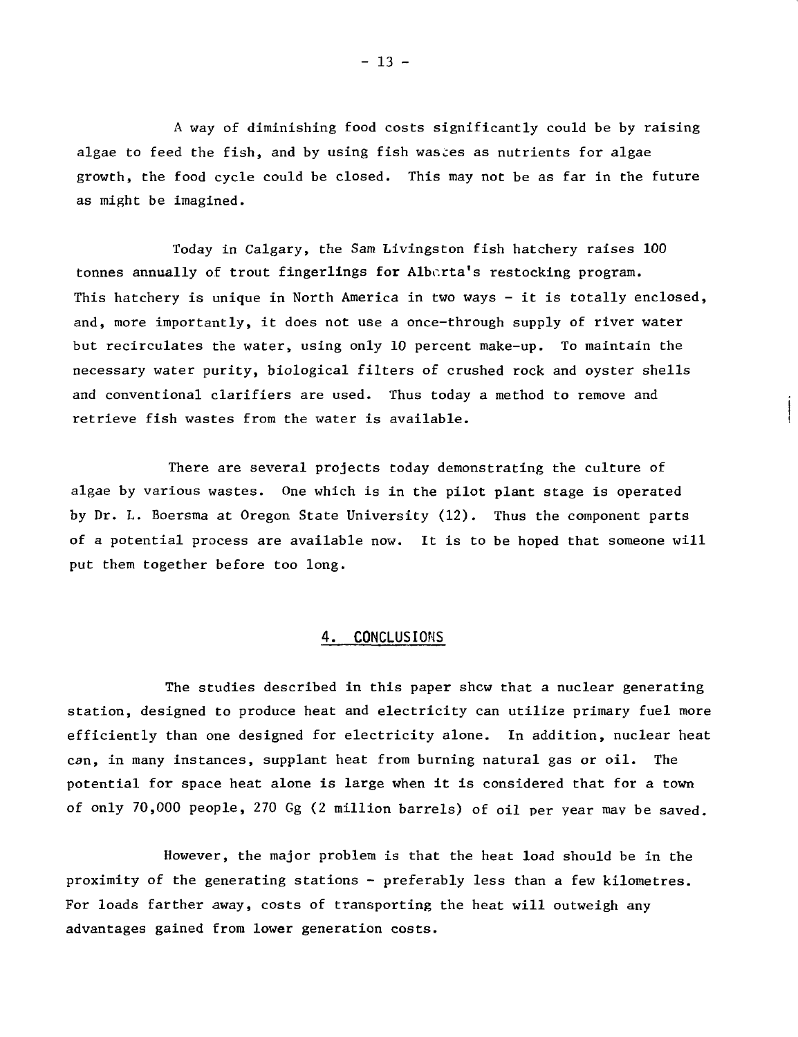A way of diminishing food costs significantly could be by raising algae to feed the fish, and by using fish wastes as nutrients for algae growth, the food cycle could be closed. This may not be as far in the future as might be imagined.

Today in Calgary, the Sam Livingston fish hatchery raises 100 tonnes annually of trout fingerlings for Alberta's restocking program. This hatchery is unique in North America in two ways - it is totally enclosed, and, more importantly, it does not use a once-through supply of river water but recirculates the water, using only 10 percent make-up. To maintain the necessary water purity, biological filters of crushed rock and oyster shells and conventional clarifiers are used. Thus today a method to remove and retrieve fish wastes from the water is available.

There are several projects today demonstrating the culture of algae by various wastes. One which is in the pilot plant stage is operated by Dr. L. Boersma at Oregon State University (12). Thus the component parts of a potential process are available now. It is to be hoped that someone will put them together before too long.

## 4. CONCLUSIONS

The studies described in this paper show that a nuclear generating station, designed to produce heat and electricity can utilize primary fuel more efficiently than one designed for electricity alone. In addition, nuclear heat can, in many instances, supplant heat from burning natural gas or oil. The potential for space heat alone is large when it is considered that for a town of only 70,000 people, 270 Gg (2 million barrels) of oil per year may be saved.

However, the major problem is that the heat load should be in the proximity of the generating stations - preferably less than a few kilometres. For loads farther away, costs of transporting the heat will outweigh any advantages gained from lower generation costs.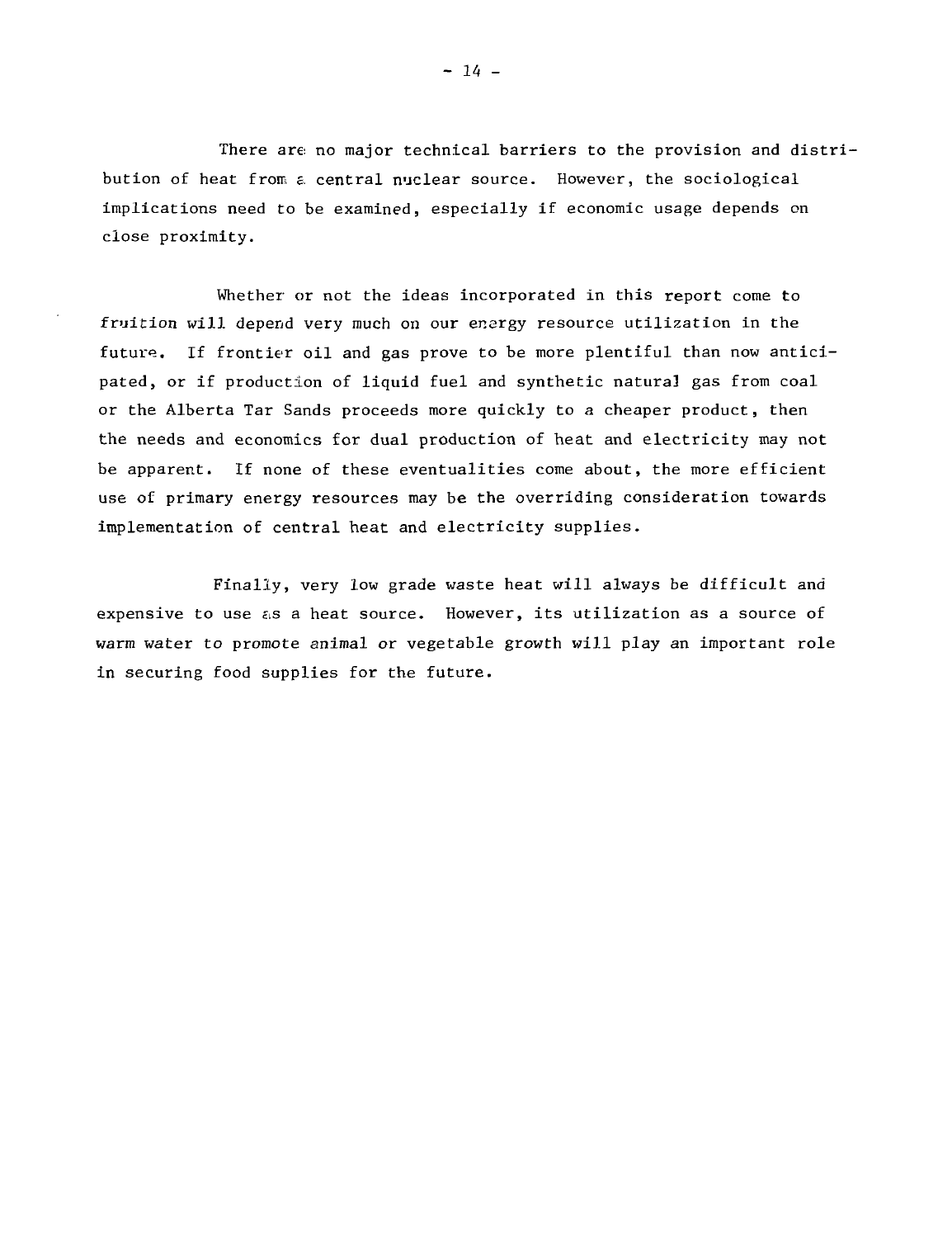There are no major technical barriers to the provision and distribution of heat from a central nuclear source. However, the sociological implications need to be examined, especially if economic usage depends on close proximity.

Whether or not the ideas incorporated in this report come to fruition will depend very much on our energy resource utilization in the future. If frontier oil and gas prove to be more plentiful than now anticipated, or if production of liquid fuel and synthetic natural gas from coal or the Alberta Tar Sands proceeds more quickly to a cheaper product, then the needs and economics for dual production of heat and electricity may not be apparent. If none of these eventualities come about, the more efficient use of primary energy resources may be the overriding consideration towards implementation of central heat and electricity supplies.

Finally, very low grade waste heat will always be difficult and expensive to use as a heat source. However, its utilization as a source of warm water to promote animal or vegetable growth will play an important role in securing food supplies for the future.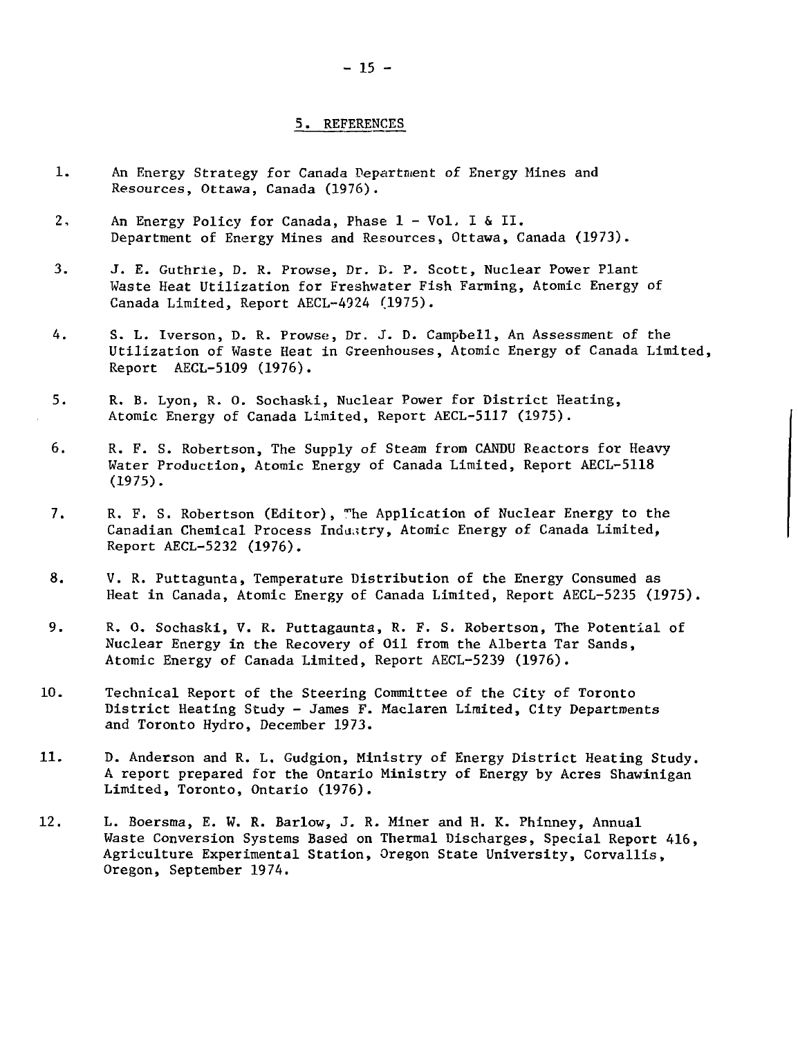## 5. REFERENCES

1. An Energy Strategy for Canada Department of Energy Mines and Resources, Ottawa, Canada (1976).

2. An Energy Policy for Canada, Phase 1 - Vol. I & II. Department of Energy Mines and Resources, Ottawa, Canada (1973).

3. J. E. Guthrie, D. R. Prowse, Dr. D. P. Scott, Nuclear Power Plant Waste Heat Utilization for Freshwater Fish Farming, Atomic Energy of Canada Limited, Report AECL-4924 (1975).

4. S. L. Iverson, D. R. Prowse, Dr. J. D. Campbell, An Assessment of the Utilization of Waste Heat in Greenhouses, Atomic Energy of Canada Limited, Report AECL-5109 (1976).

5. R. B. Lyon, R. O. Sochaski, Nuclear Power for District Heating, Atomic Energy of Canada Limited, Report AECL-5117 (1975).

6. R. F. S. Robertson, The Supply of Steam from CANDU Reactors for Heavy Water Production, Atomic Energy of Canada Limited, Report AECL-5118 (1975).

7. R. F. S. Robertson (Editor), The Application of Nuclear Energy to the Canadian Chemical Process Industry, Atomic Energy of Canada Limited, Report AECL-5232 (1976).

8. V. R. Puttagunta, Temperature Distribution of the Energy Consumed as Heat in Canada, Atomic Energy of Canada Limited, Report AECL-5235 (1975).

9. R. O. Sochaski, V. R. Puttagaunta, R. F. S. Robertson, The Potential of Nuclear Energy in the Recovery of Oil from the Alberta Tar Sands, Atomic Energy of Canada Limited, Report AECL-5239 (1976).

10. Technical Report of the Steering Committee of the City of Toronto District Heating Study - James F. Maclaren Limited, City Departments and Toronto Hydro, December 1973.

11. D. Anderson and R. L. Gudgion, Ministry of Energy District Heating Study. A report prepared for the Ontario Ministry of Energy by Acres Shawinigan Limited, Toronto, Ontario (1976).

12. L. Boersma, E. W. R. Barlow, J. R. Miner and H. K. Phinney, Annual Waste Conversion Systems Based on Thermal Discharges, Special Report 416, Agriculture Experimental Station, Oregon State University, Corvallis, Oregon, September 1974.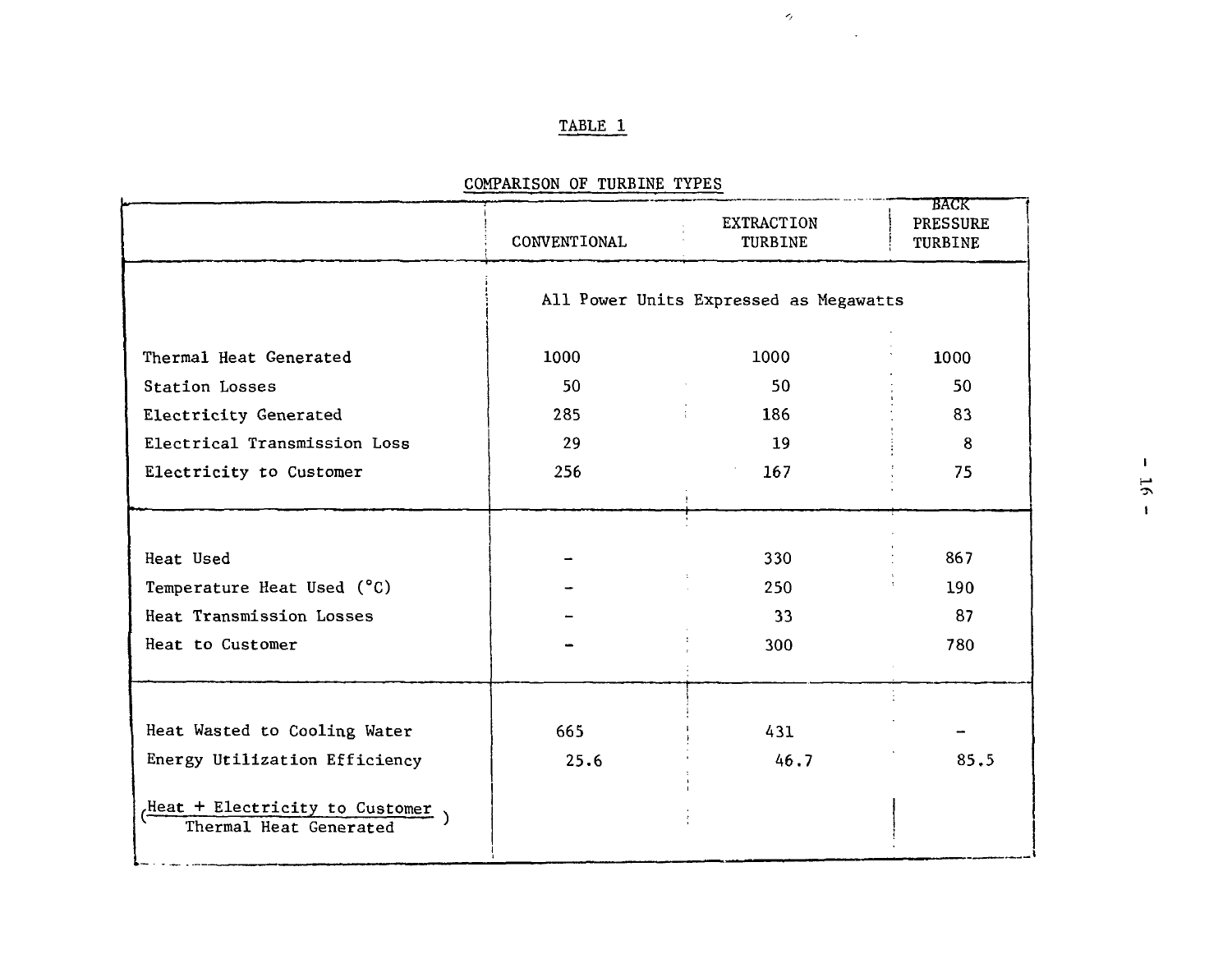TABLE 1

COMPARISON OF TURBINE TYPES

| | CONVENTIONAL | EXTRACTION TURBINE | BACK PRESSURE TURBINE |
|---|---|---|---|
| | All Power Units Expressed as Megawatts | | |
| Thermal Heat Generated | 1000 | 1000 | 1000 |
| Station Losses | 50 | 50 | 50 |
| Electricity Generated | 285 | 186 | 83 |
| Electrical Transmission Loss | 29 | 19 | 8 |
| Electricity to Customer | 256 | 167 | 75 |
| Heat Used | – | 330 | 867 |
| Temperature Heat Used (°C) | – | 250 | 190 |
| Heat Transmission Losses | – | 33 | 87 |
| Heat to Customer | – | 300 | 780 |
| Heat Wasted to Cooling Water | 665 | 431 | – |
| Energy Utilization Efficiency $\left(\frac{\text{Heat + Electricity to Customer}}{\text{Thermal Heat Generated}}\right)$ | 25.6 | 46.7 | 85.5 |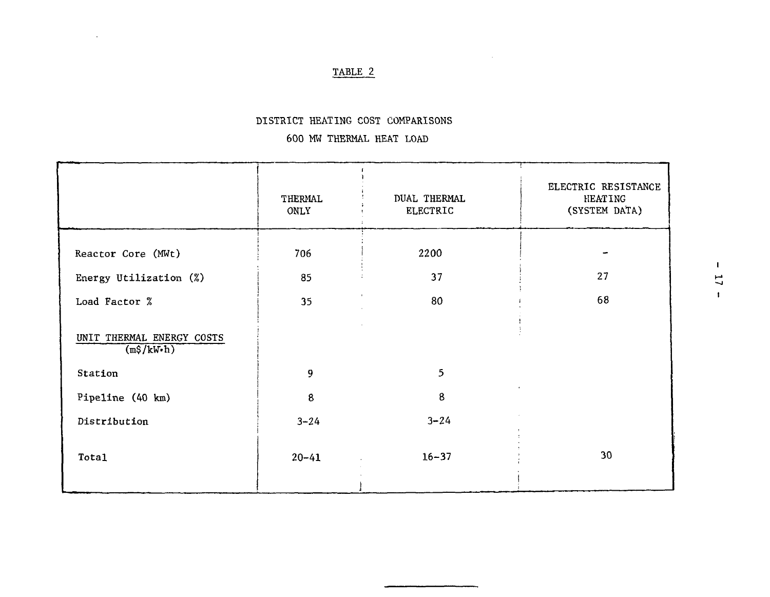TABLE 2

DISTRICT HEATING COST COMPARISONS

600 MW THERMAL HEAT LOAD

| | THERMAL ONLY | DUAL THERMAL ELECTRIC | ELECTRIC RESISTANCE HEATING (SYSTEM DATA) |
|---|---|---|---|
| Reactor Core (MWt) | 706 | 2200 | - |
| Energy Utilization (%) | 85 | 37 | 27 |
| Load Factor % | 35 | 80 | 68 |
| UNIT THERMAL ENERGY COSTS (m$/kW·h) | | | |
| Station | 9 | 5 | |
| Pipeline (40 km) | 8 | 8 | |
| Distribution | 3-24 | 3-24 | |
| Total | 20-41 | 16-37 | 30 |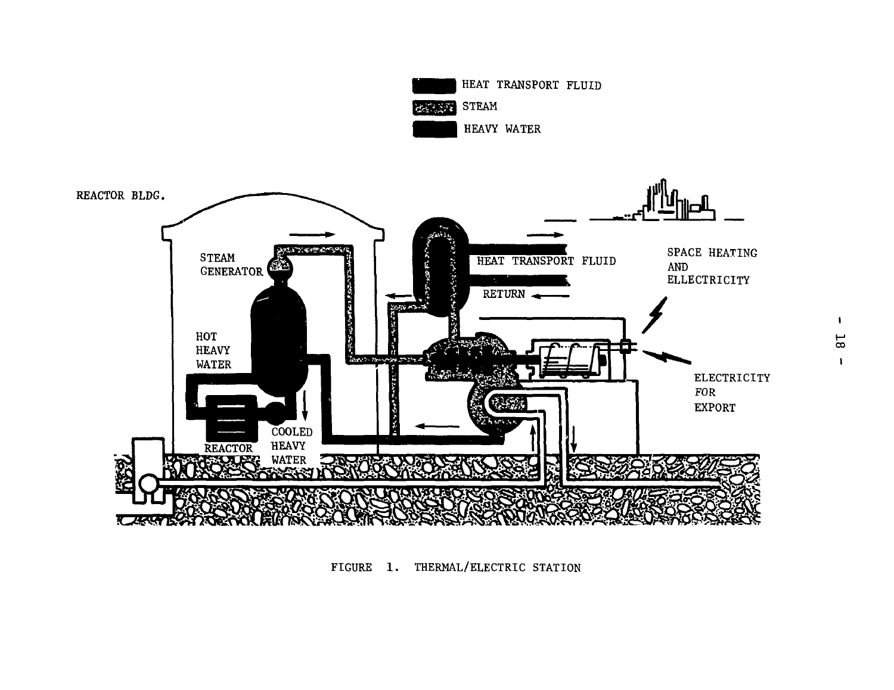FIGURE 1. THERMAL/ELECTRIC STATION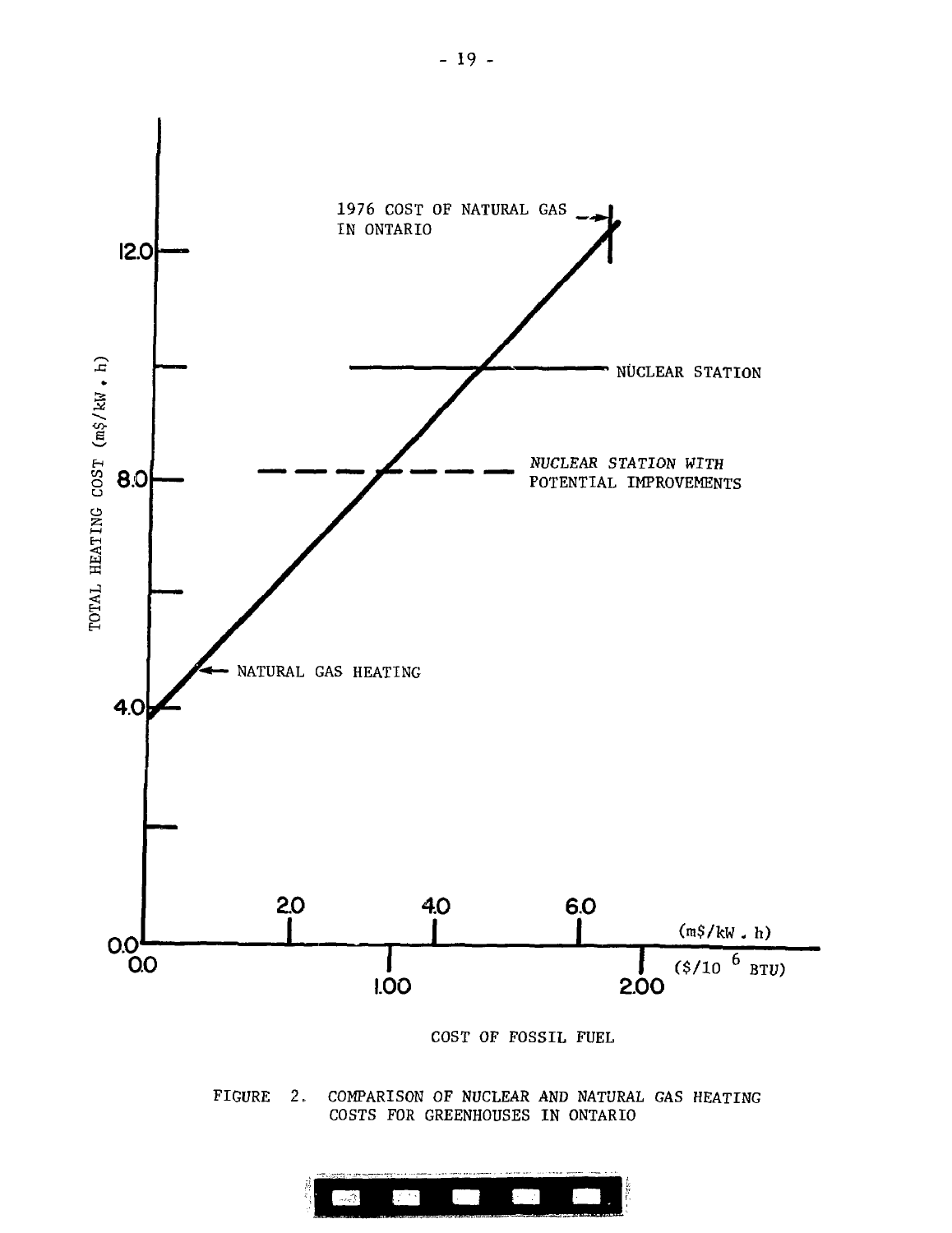FIGURE 2. COMPARISON OF NUCLEAR AND NATURAL GAS HEATING COSTS FOR GREENHOUSES IN ONTARIO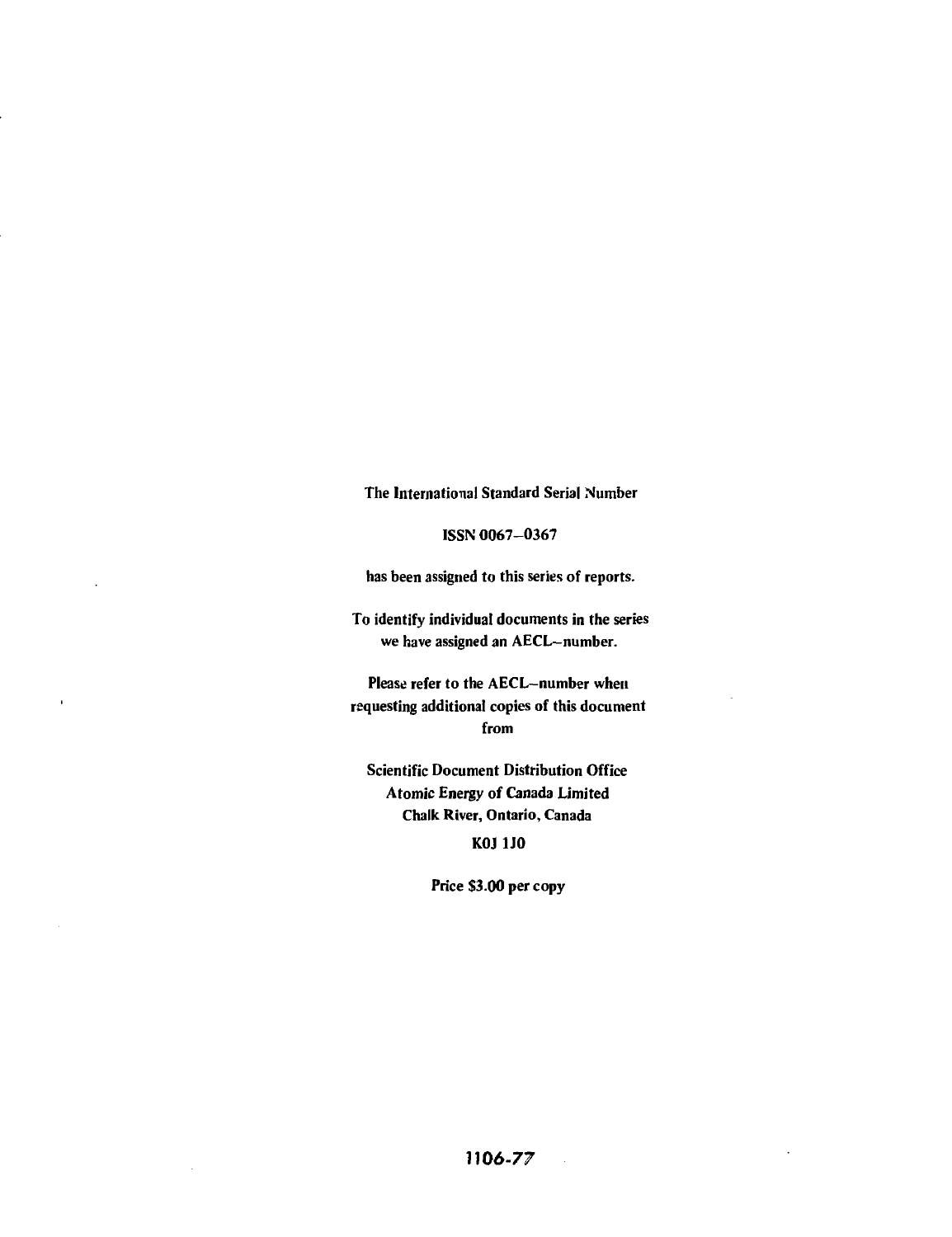The International Standard Serial Number

ISSN 0067–0367

has been assigned to this series of reports.

To identify individual documents in the series we have assigned an AECL–number.

Please refer to the AECL–number when requesting additional copies of this document from

Scientific Document Distribution Office
Atomic Energy of Canada Limited
Chalk River, Ontario, Canada
K0J 1J0

Price $3.00 per copy

1106-77